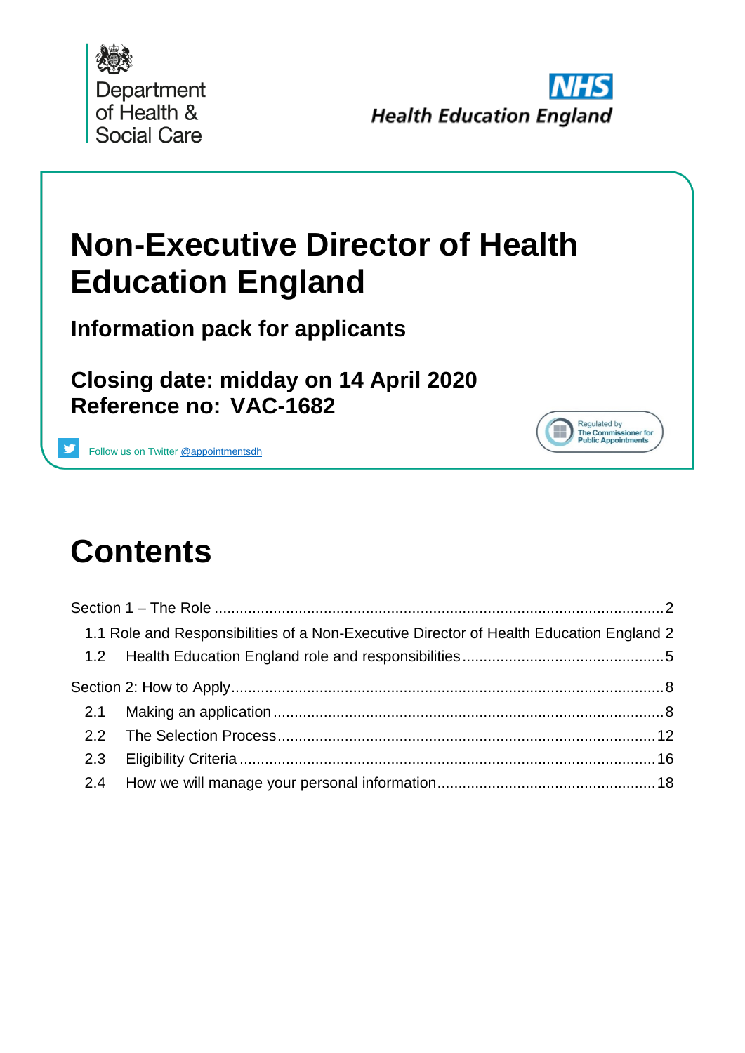Department of Health & Social Care

NHS Health Education England

# Non-Executive Director of Health Education England

## Information pack for applicants

## Closing date: midday on 14 April 2020
## Reference no: VAC-1682

Follow us on Twitter @appointmentsdh

Regulated by The Commissioner for Public Appointments

# Contents

Section 1 – The Role .......... 2

- 1.1 Role and Responsibilities of a Non-Executive Director of Health Education England 2
- 1.2 Health Education England role and responsibilities .......... 5

Section 2: How to Apply .......... 8

- 2.1 Making an application .......... 8
- 2.2 The Selection Process .......... 12
- 2.3 Eligibility Criteria .......... 16
- 2.4 How we will manage your personal information .......... 18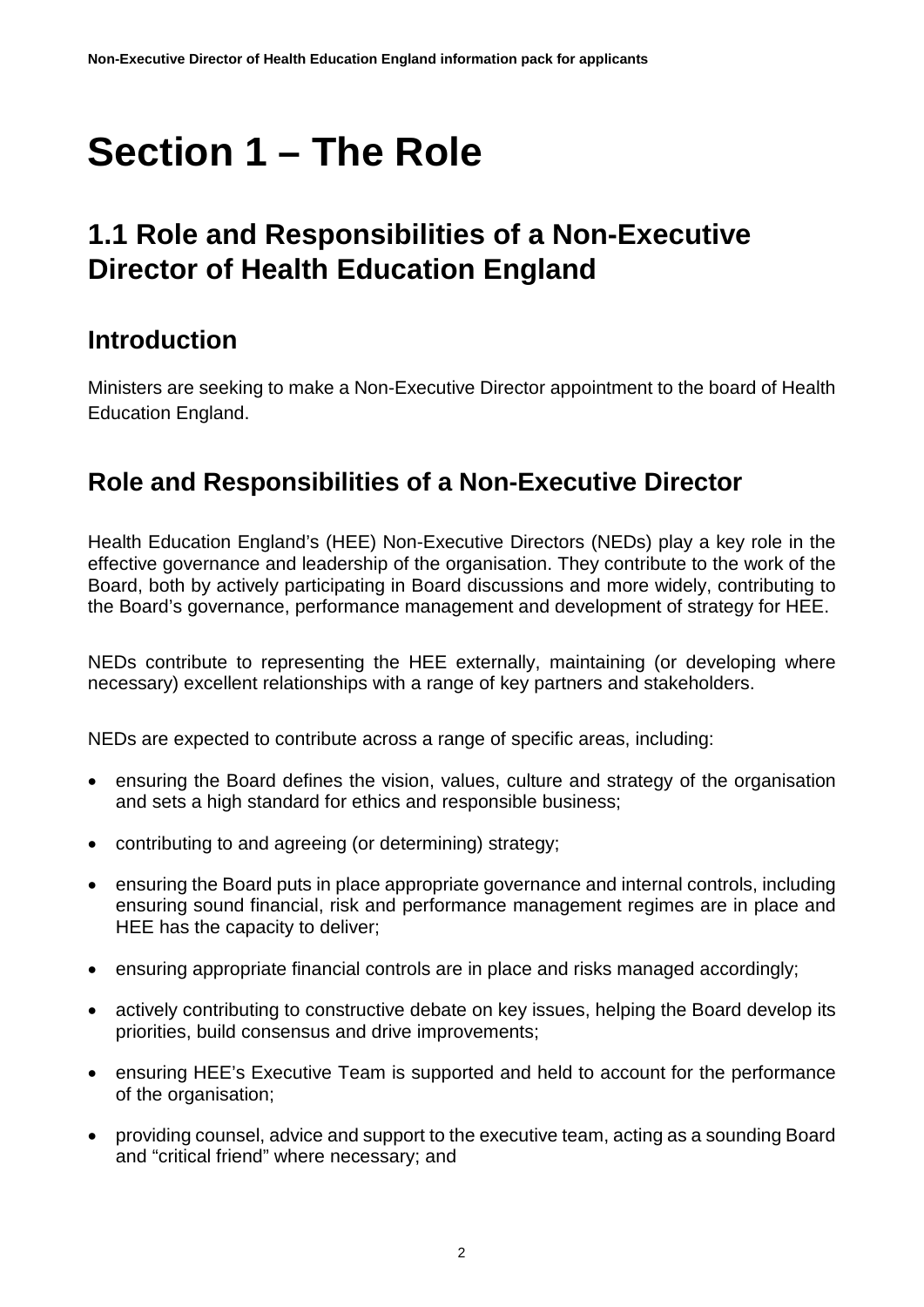# Section 1 – The Role

## 1.1 Role and Responsibilities of a Non-Executive Director of Health Education England

### Introduction

Ministers are seeking to make a Non-Executive Director appointment to the board of Health Education England.

### Role and Responsibilities of a Non-Executive Director

Health Education England's (HEE) Non-Executive Directors (NEDs) play a key role in the effective governance and leadership of the organisation. They contribute to the work of the Board, both by actively participating in Board discussions and more widely, contributing to the Board's governance, performance management and development of strategy for HEE.

NEDs contribute to representing the HEE externally, maintaining (or developing where necessary) excellent relationships with a range of key partners and stakeholders.

NEDs are expected to contribute across a range of specific areas, including:

- ensuring the Board defines the vision, values, culture and strategy of the organisation and sets a high standard for ethics and responsible business;
- contributing to and agreeing (or determining) strategy;
- ensuring the Board puts in place appropriate governance and internal controls, including ensuring sound financial, risk and performance management regimes are in place and HEE has the capacity to deliver;
- ensuring appropriate financial controls are in place and risks managed accordingly;
- actively contributing to constructive debate on key issues, helping the Board develop its priorities, build consensus and drive improvements;
- ensuring HEE's Executive Team is supported and held to account for the performance of the organisation;
- providing counsel, advice and support to the executive team, acting as a sounding Board and "critical friend" where necessary; and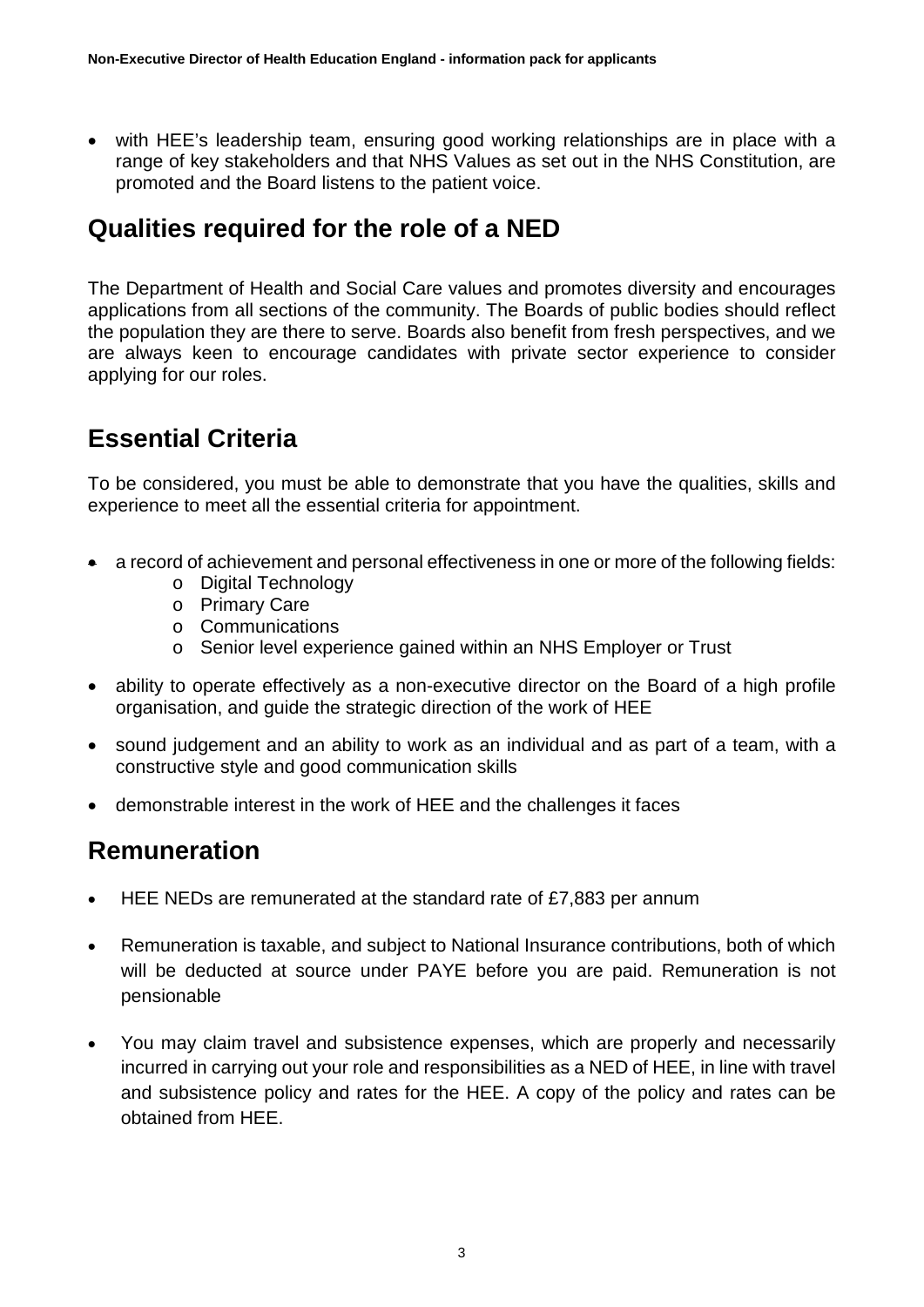- with HEE's leadership team, ensuring good working relationships are in place with a range of key stakeholders and that NHS Values as set out in the NHS Constitution, are promoted and the Board listens to the patient voice.

## Qualities required for the role of a NED

The Department of Health and Social Care values and promotes diversity and encourages applications from all sections of the community. The Boards of public bodies should reflect the population they are there to serve. Boards also benefit from fresh perspectives, and we are always keen to encourage candidates with private sector experience to consider applying for our roles.

## Essential Criteria

To be considered, you must be able to demonstrate that you have the qualities, skills and experience to meet all the essential criteria for appointment.

- a record of achievement and personal effectiveness in one or more of the following fields:
    - Digital Technology
    - Primary Care
    - Communications
    - Senior level experience gained within an NHS Employer or Trust
- ability to operate effectively as a non-executive director on the Board of a high profile organisation, and guide the strategic direction of the work of HEE
- sound judgement and an ability to work as an individual and as part of a team, with a constructive style and good communication skills
- demonstrable interest in the work of HEE and the challenges it faces

## Remuneration

- HEE NEDs are remunerated at the standard rate of £7,883 per annum
- Remuneration is taxable, and subject to National Insurance contributions, both of which will be deducted at source under PAYE before you are paid. Remuneration is not pensionable
- You may claim travel and subsistence expenses, which are properly and necessarily incurred in carrying out your role and responsibilities as a NED of HEE, in line with travel and subsistence policy and rates for the HEE. A copy of the policy and rates can be obtained from HEE.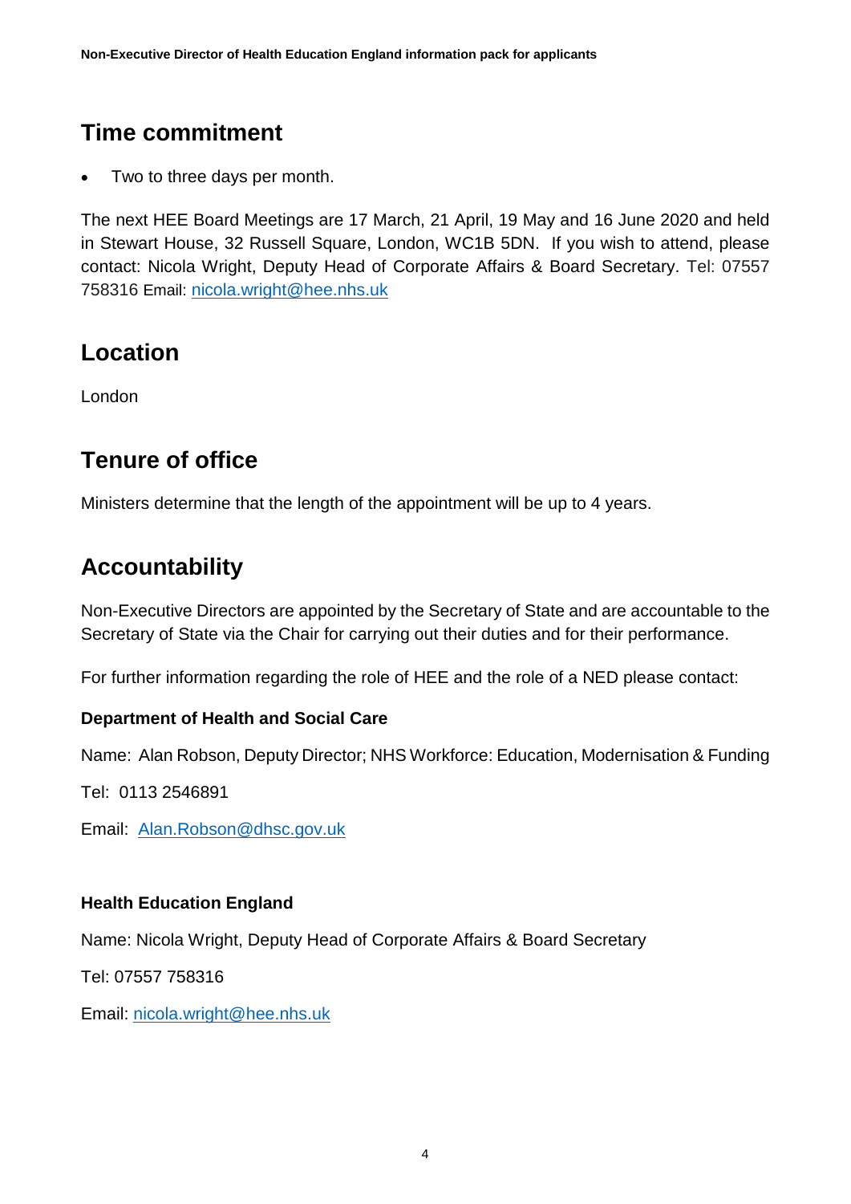## Time commitment

- Two to three days per month.

The next HEE Board Meetings are 17 March, 21 April, 19 May and 16 June 2020 and held in Stewart House, 32 Russell Square, London, WC1B 5DN. If you wish to attend, please contact: Nicola Wright, Deputy Head of Corporate Affairs & Board Secretary. Tel: 07557 758316 Email: nicola.wright@hee.nhs.uk

## Location

London

## Tenure of office

Ministers determine that the length of the appointment will be up to 4 years.

## Accountability

Non-Executive Directors are appointed by the Secretary of State and are accountable to the Secretary of State via the Chair for carrying out their duties and for their performance.

For further information regarding the role of HEE and the role of a NED please contact:

**Department of Health and Social Care**

Name: Alan Robson, Deputy Director; NHS Workforce: Education, Modernisation & Funding

Tel: 0113 2546891

Email: Alan.Robson@dhsc.gov.uk

**Health Education England**

Name: Nicola Wright, Deputy Head of Corporate Affairs & Board Secretary

Tel: 07557 758316

Email: nicola.wright@hee.nhs.uk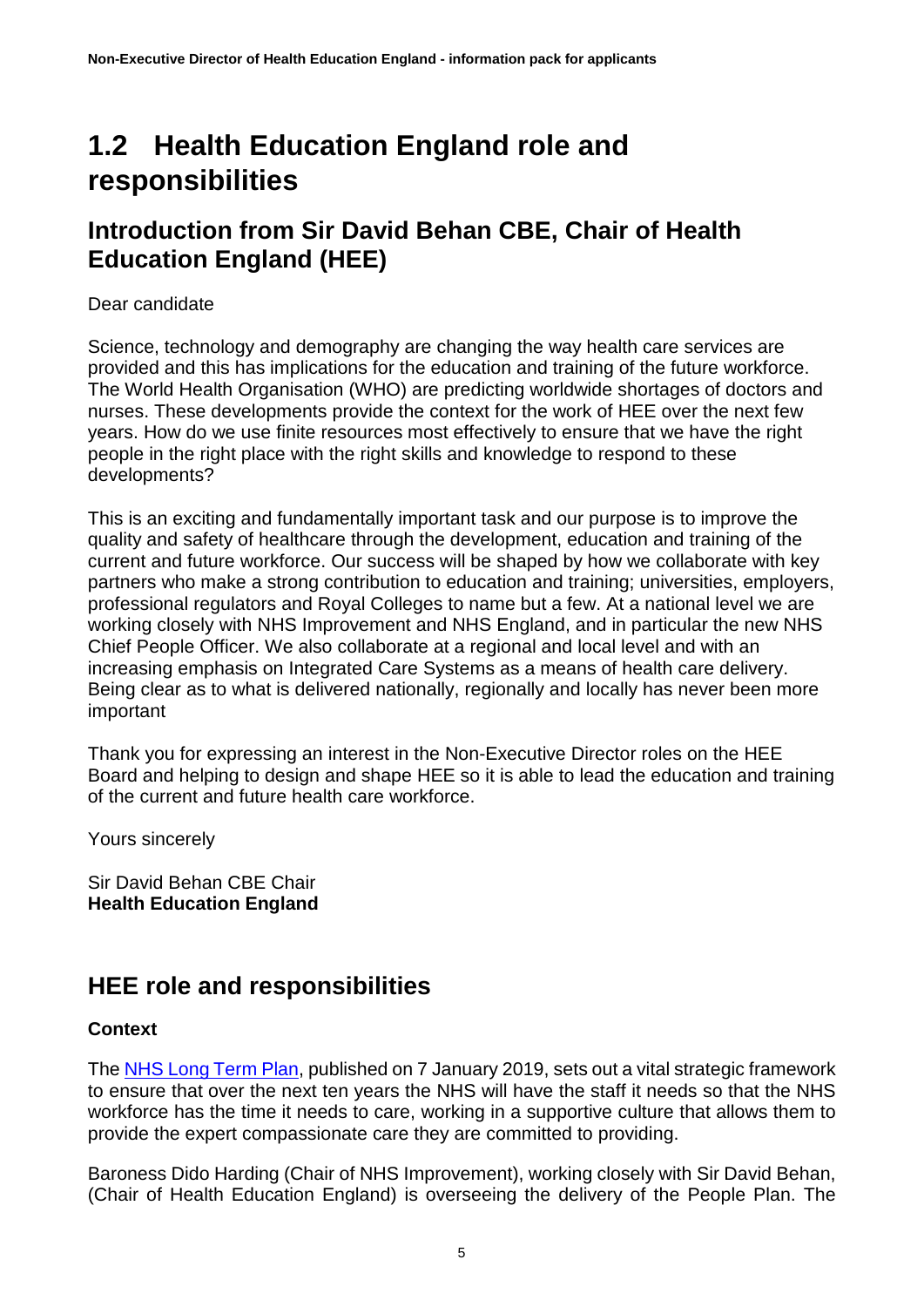# 1.2 Health Education England role and responsibilities

## Introduction from Sir David Behan CBE, Chair of Health Education England (HEE)

Dear candidate

Science, technology and demography are changing the way health care services are provided and this has implications for the education and training of the future workforce. The World Health Organisation (WHO) are predicting worldwide shortages of doctors and nurses. These developments provide the context for the work of HEE over the next few years. How do we use finite resources most effectively to ensure that we have the right people in the right place with the right skills and knowledge to respond to these developments?

This is an exciting and fundamentally important task and our purpose is to improve the quality and safety of healthcare through the development, education and training of the current and future workforce. Our success will be shaped by how we collaborate with key partners who make a strong contribution to education and training; universities, employers, professional regulators and Royal Colleges to name but a few. At a national level we are working closely with NHS Improvement and NHS England, and in particular the new NHS Chief People Officer. We also collaborate at a regional and local level and with an increasing emphasis on Integrated Care Systems as a means of health care delivery. Being clear as to what is delivered nationally, regionally and locally has never been more important

Thank you for expressing an interest in the Non-Executive Director roles on the HEE Board and helping to design and shape HEE so it is able to lead the education and training of the current and future health care workforce.

Yours sincerely

Sir David Behan CBE Chair
**Health Education England**

## HEE role and responsibilities

### Context

The [NHS Long Term Plan](), published on 7 January 2019, sets out a vital strategic framework to ensure that over the next ten years the NHS will have the staff it needs so that the NHS workforce has the time it needs to care, working in a supportive culture that allows them to provide the expert compassionate care they are committed to providing.

Baroness Dido Harding (Chair of NHS Improvement), working closely with Sir David Behan, (Chair of Health Education England) is overseeing the delivery of the People Plan. The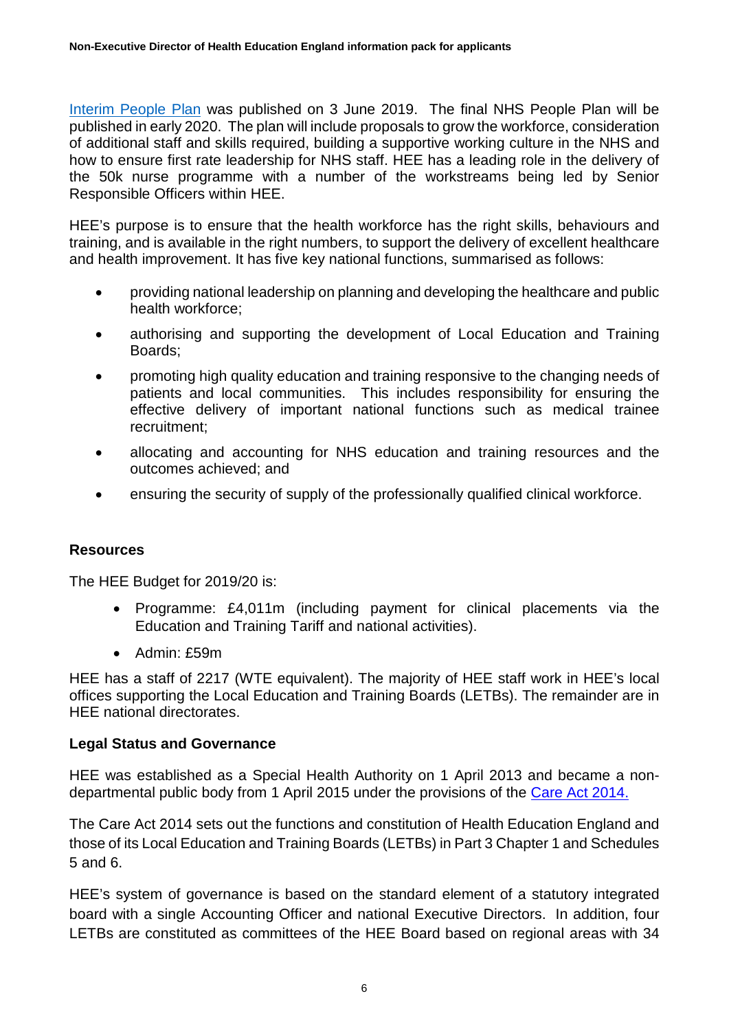Interim People Plan was published on 3 June 2019. The final NHS People Plan will be published in early 2020. The plan will include proposals to grow the workforce, consideration of additional staff and skills required, building a supportive working culture in the NHS and how to ensure first rate leadership for NHS staff. HEE has a leading role in the delivery of the 50k nurse programme with a number of the workstreams being led by Senior Responsible Officers within HEE.

HEE's purpose is to ensure that the health workforce has the right skills, behaviours and training, and is available in the right numbers, to support the delivery of excellent healthcare and health improvement. It has five key national functions, summarised as follows:

- providing national leadership on planning and developing the healthcare and public health workforce;
- authorising and supporting the development of Local Education and Training Boards;
- promoting high quality education and training responsive to the changing needs of patients and local communities. This includes responsibility for ensuring the effective delivery of important national functions such as medical trainee recruitment;
- allocating and accounting for NHS education and training resources and the outcomes achieved; and
- ensuring the security of supply of the professionally qualified clinical workforce.

**Resources**

The HEE Budget for 2019/20 is:

- Programme: £4,011m (including payment for clinical placements via the Education and Training Tariff and national activities).
- Admin: £59m

HEE has a staff of 2217 (WTE equivalent). The majority of HEE staff work in HEE's local offices supporting the Local Education and Training Boards (LETBs). The remainder are in HEE national directorates.

**Legal Status and Governance**

HEE was established as a Special Health Authority on 1 April 2013 and became a non-departmental public body from 1 April 2015 under the provisions of the Care Act 2014.

The Care Act 2014 sets out the functions and constitution of Health Education England and those of its Local Education and Training Boards (LETBs) in Part 3 Chapter 1 and Schedules 5 and 6.

HEE's system of governance is based on the standard element of a statutory integrated board with a single Accounting Officer and national Executive Directors. In addition, four LETBs are constituted as committees of the HEE Board based on regional areas with 34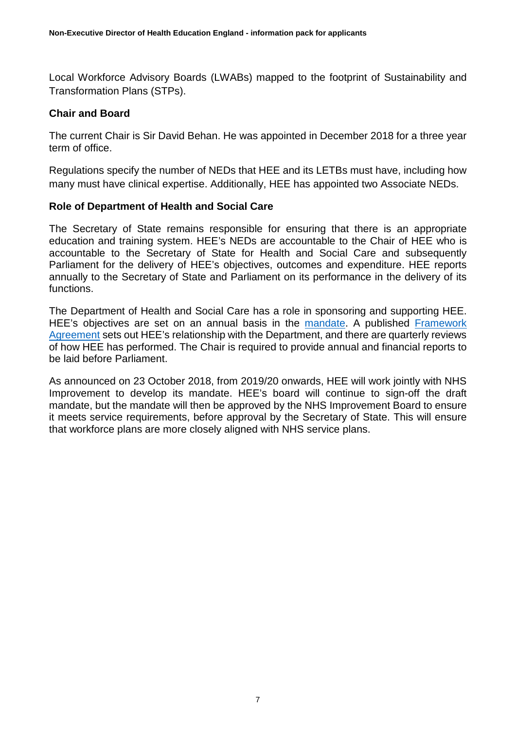Local Workforce Advisory Boards (LWABs) mapped to the footprint of Sustainability and Transformation Plans (STPs).

### Chair and Board

The current Chair is Sir David Behan. He was appointed in December 2018 for a three year term of office.

Regulations specify the number of NEDs that HEE and its LETBs must have, including how many must have clinical expertise. Additionally, HEE has appointed two Associate NEDs.

### Role of Department of Health and Social Care

The Secretary of State remains responsible for ensuring that there is an appropriate education and training system. HEE's NEDs are accountable to the Chair of HEE who is accountable to the Secretary of State for Health and Social Care and subsequently Parliament for the delivery of HEE's objectives, outcomes and expenditure. HEE reports annually to the Secretary of State and Parliament on its performance in the delivery of its functions.

The Department of Health and Social Care has a role in sponsoring and supporting HEE. HEE's objectives are set on an annual basis in the mandate. A published Framework Agreement sets out HEE's relationship with the Department, and there are quarterly reviews of how HEE has performed. The Chair is required to provide annual and financial reports to be laid before Parliament.

As announced on 23 October 2018, from 2019/20 onwards, HEE will work jointly with NHS Improvement to develop its mandate. HEE's board will continue to sign-off the draft mandate, but the mandate will then be approved by the NHS Improvement Board to ensure it meets service requirements, before approval by the Secretary of State. This will ensure that workforce plans are more closely aligned with NHS service plans.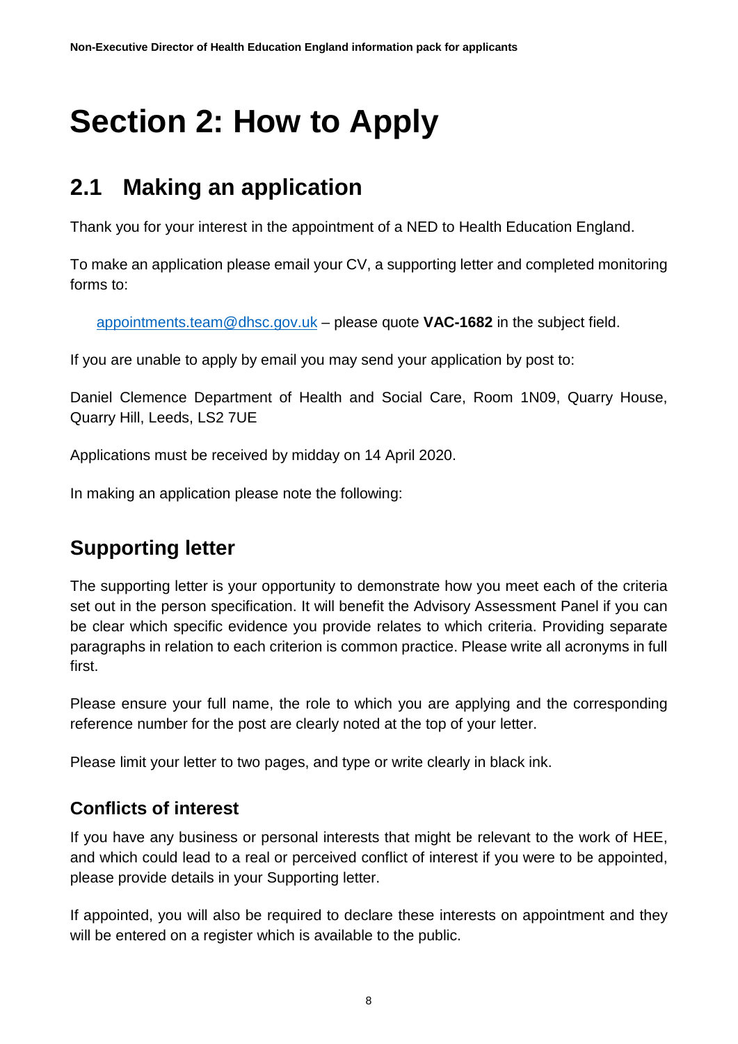# Section 2: How to Apply

## 2.1 Making an application

Thank you for your interest in the appointment of a NED to Health Education England.

To make an application please email your CV, a supporting letter and completed monitoring forms to:

appointments.team@dhsc.gov.uk – please quote **VAC-1682** in the subject field.

If you are unable to apply by email you may send your application by post to:

Daniel Clemence Department of Health and Social Care, Room 1N09, Quarry House, Quarry Hill, Leeds, LS2 7UE

Applications must be received by midday on 14 April 2020.

In making an application please note the following:

## Supporting letter

The supporting letter is your opportunity to demonstrate how you meet each of the criteria set out in the person specification. It will benefit the Advisory Assessment Panel if you can be clear which specific evidence you provide relates to which criteria. Providing separate paragraphs in relation to each criterion is common practice. Please write all acronyms in full first.

Please ensure your full name, the role to which you are applying and the corresponding reference number for the post are clearly noted at the top of your letter.

Please limit your letter to two pages, and type or write clearly in black ink.

### Conflicts of interest

If you have any business or personal interests that might be relevant to the work of HEE, and which could lead to a real or perceived conflict of interest if you were to be appointed, please provide details in your Supporting letter.

If appointed, you will also be required to declare these interests on appointment and they will be entered on a register which is available to the public.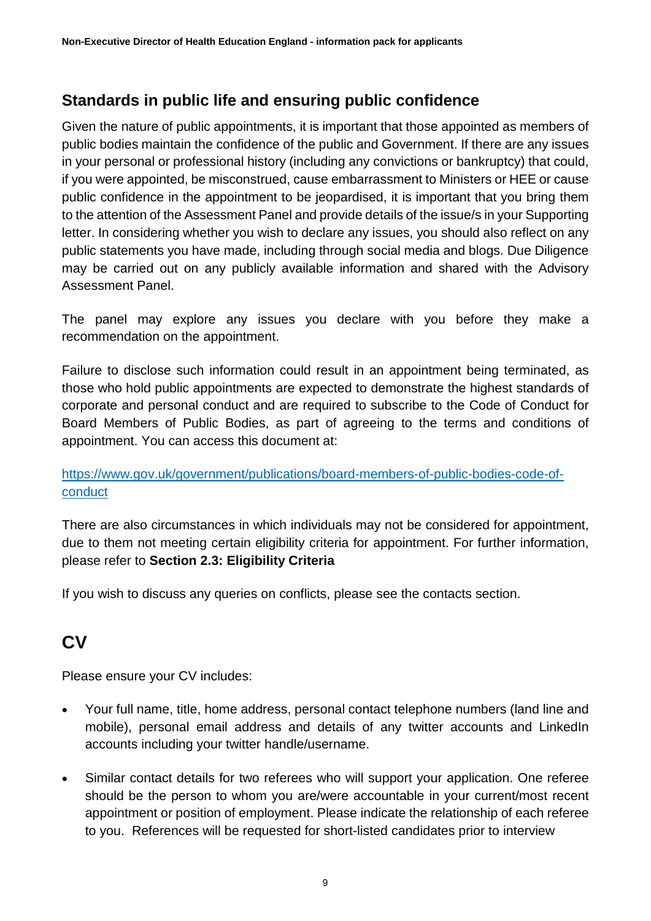## Standards in public life and ensuring public confidence

Given the nature of public appointments, it is important that those appointed as members of public bodies maintain the confidence of the public and Government. If there are any issues in your personal or professional history (including any convictions or bankruptcy) that could, if you were appointed, be misconstrued, cause embarrassment to Ministers or HEE or cause public confidence in the appointment to be jeopardised, it is important that you bring them to the attention of the Assessment Panel and provide details of the issue/s in your Supporting letter. In considering whether you wish to declare any issues, you should also reflect on any public statements you have made, including through social media and blogs. Due Diligence may be carried out on any publicly available information and shared with the Advisory Assessment Panel.

The panel may explore any issues you declare with you before they make a recommendation on the appointment.

Failure to disclose such information could result in an appointment being terminated, as those who hold public appointments are expected to demonstrate the highest standards of corporate and personal conduct and are required to subscribe to the Code of Conduct for Board Members of Public Bodies, as part of agreeing to the terms and conditions of appointment. You can access this document at:

[https://www.gov.uk/government/publications/board-members-of-public-bodies-code-of-conduct](https://www.gov.uk/government/publications/board-members-of-public-bodies-code-of-conduct)

There are also circumstances in which individuals may not be considered for appointment, due to them not meeting certain eligibility criteria for appointment. For further information, please refer to **Section 2.3: Eligibility Criteria**

If you wish to discuss any queries on conflicts, please see the contacts section.

# CV

Please ensure your CV includes:

- Your full name, title, home address, personal contact telephone numbers (land line and mobile), personal email address and details of any twitter accounts and LinkedIn accounts including your twitter handle/username.
- Similar contact details for two referees who will support your application. One referee should be the person to whom you are/were accountable in your current/most recent appointment or position of employment. Please indicate the relationship of each referee to you. References will be requested for short-listed candidates prior to interview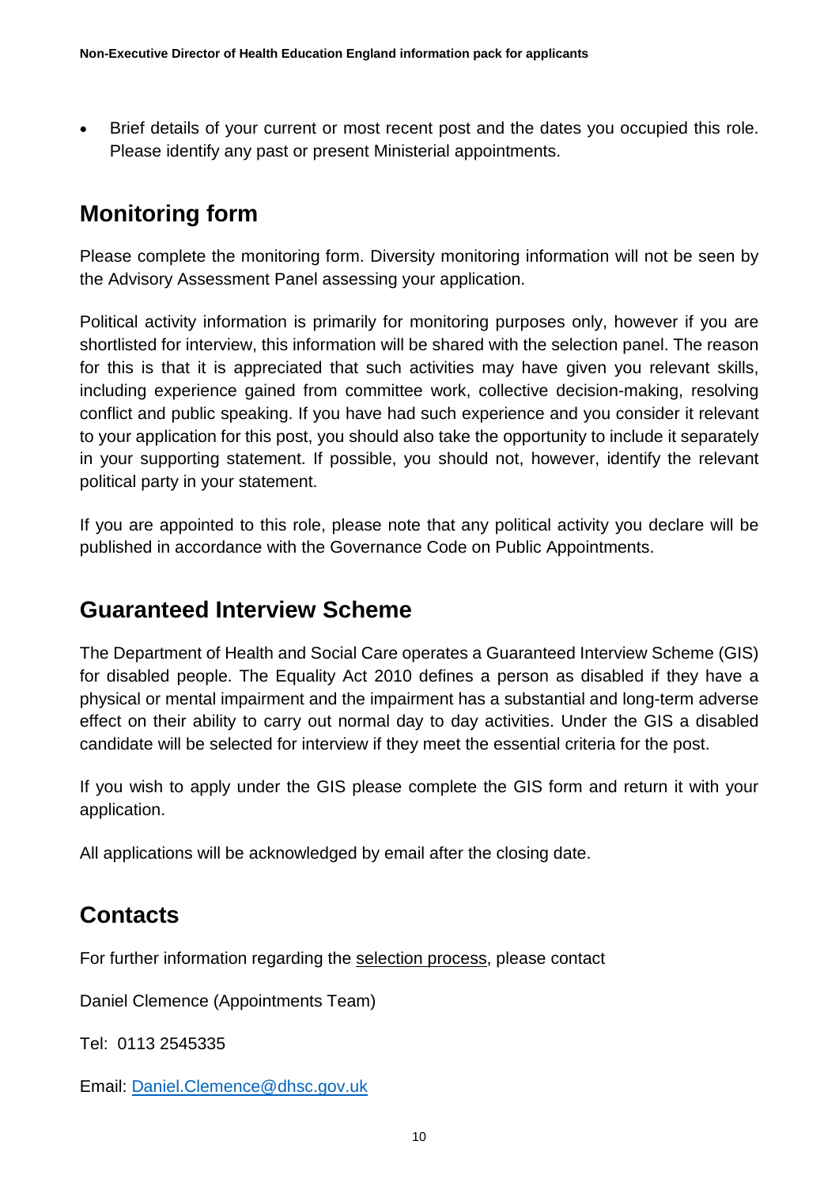- Brief details of your current or most recent post and the dates you occupied this role. Please identify any past or present Ministerial appointments.

## Monitoring form

Please complete the monitoring form. Diversity monitoring information will not be seen by the Advisory Assessment Panel assessing your application.

Political activity information is primarily for monitoring purposes only, however if you are shortlisted for interview, this information will be shared with the selection panel. The reason for this is that it is appreciated that such activities may have given you relevant skills, including experience gained from committee work, collective decision-making, resolving conflict and public speaking. If you have had such experience and you consider it relevant to your application for this post, you should also take the opportunity to include it separately in your supporting statement. If possible, you should not, however, identify the relevant political party in your statement.

If you are appointed to this role, please note that any political activity you declare will be published in accordance with the Governance Code on Public Appointments.

## Guaranteed Interview Scheme

The Department of Health and Social Care operates a Guaranteed Interview Scheme (GIS) for disabled people. The Equality Act 2010 defines a person as disabled if they have a physical or mental impairment and the impairment has a substantial and long-term adverse effect on their ability to carry out normal day to day activities. Under the GIS a disabled candidate will be selected for interview if they meet the essential criteria for the post.

If you wish to apply under the GIS please complete the GIS form and return it with your application.

All applications will be acknowledged by email after the closing date.

## Contacts

For further information regarding the selection process, please contact

Daniel Clemence (Appointments Team)

Tel: 0113 2545335

Email: Daniel.Clemence@dhsc.gov.uk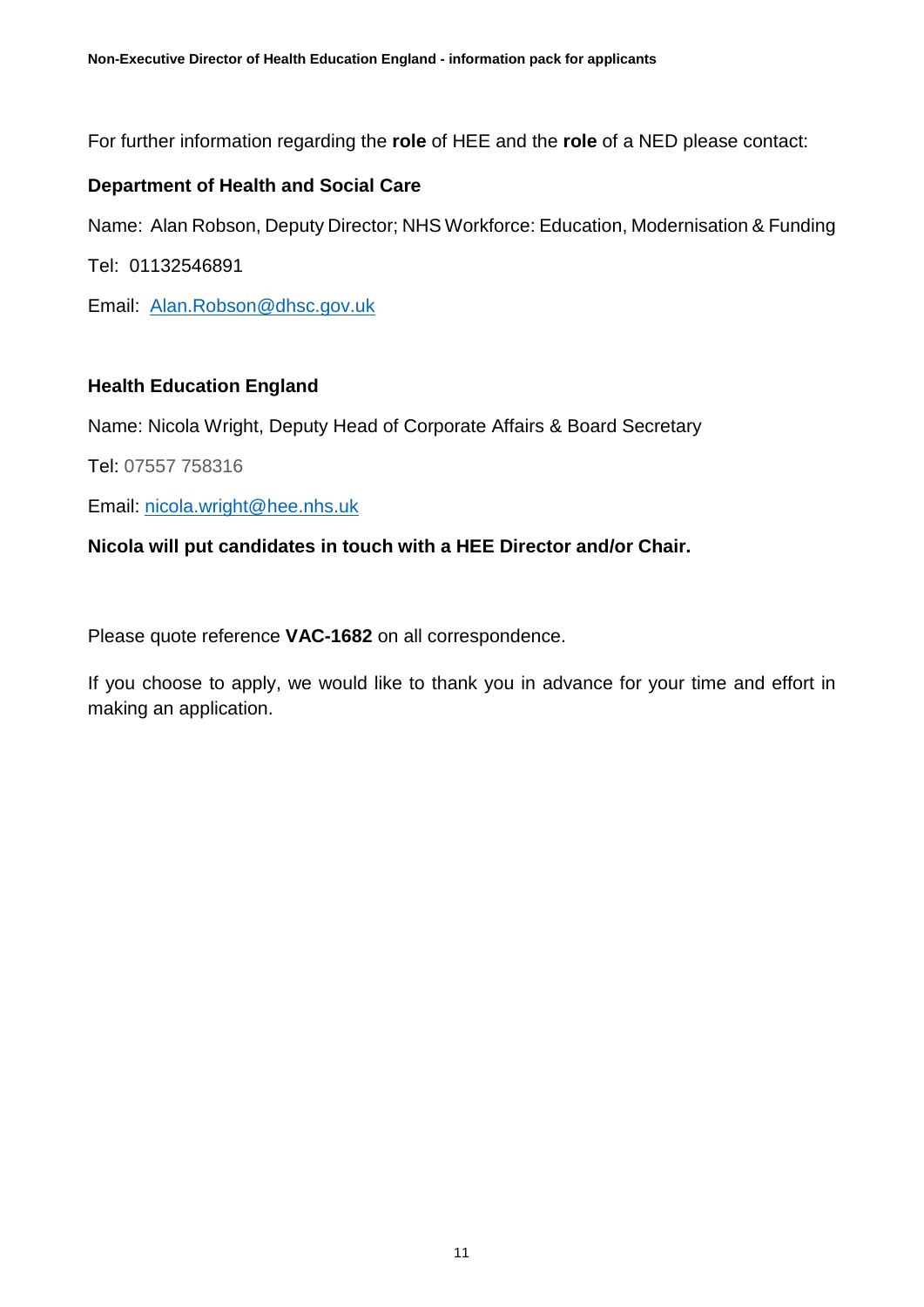For further information regarding the **role** of HEE and the **role** of a NED please contact:

**Department of Health and Social Care**

Name: Alan Robson, Deputy Director; NHS Workforce: Education, Modernisation & Funding

Tel: 01132546891

Email: Alan.Robson@dhsc.gov.uk

**Health Education England**

Name: Nicola Wright, Deputy Head of Corporate Affairs & Board Secretary

Tel: 07557 758316

Email: nicola.wright@hee.nhs.uk

**Nicola will put candidates in touch with a HEE Director and/or Chair.**

Please quote reference **VAC-1682** on all correspondence.

If you choose to apply, we would like to thank you in advance for your time and effort in making an application.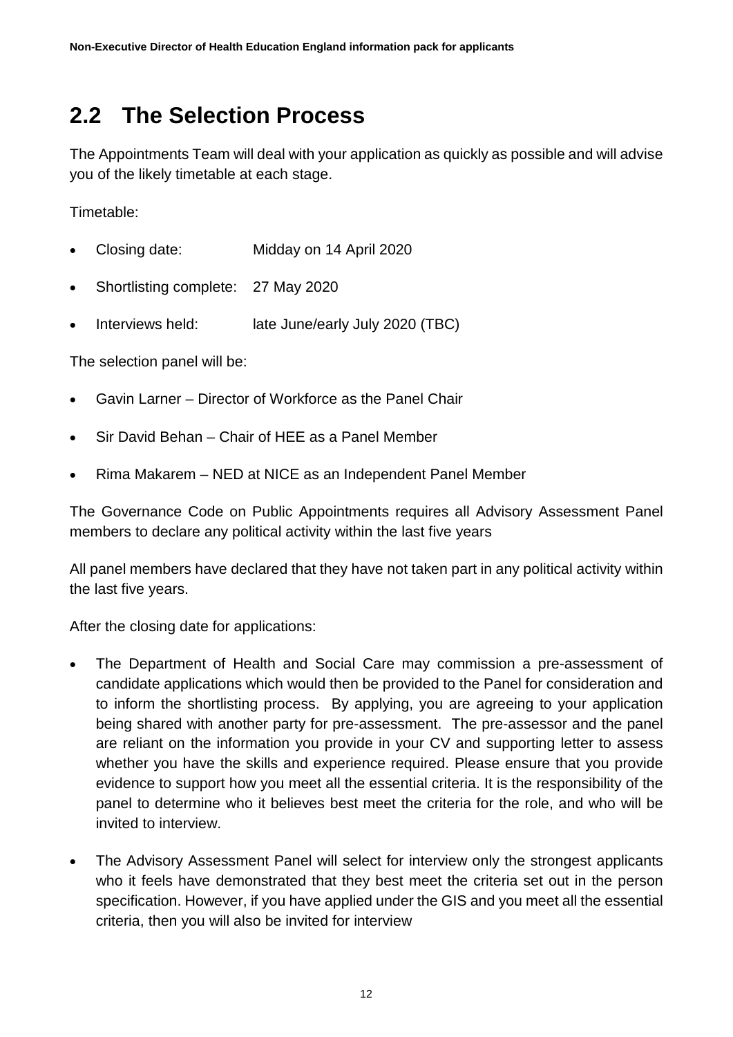## 2.2 The Selection Process

The Appointments Team will deal with your application as quickly as possible and will advise you of the likely timetable at each stage.

Timetable:

- Closing date: Midday on 14 April 2020
- Shortlisting complete: 27 May 2020
- Interviews held: late June/early July 2020 (TBC)

The selection panel will be:

- Gavin Larner – Director of Workforce as the Panel Chair
- Sir David Behan – Chair of HEE as a Panel Member
- Rima Makarem – NED at NICE as an Independent Panel Member

The Governance Code on Public Appointments requires all Advisory Assessment Panel members to declare any political activity within the last five years

All panel members have declared that they have not taken part in any political activity within the last five years.

After the closing date for applications:

- The Department of Health and Social Care may commission a pre-assessment of candidate applications which would then be provided to the Panel for consideration and to inform the shortlisting process. By applying, you are agreeing to your application being shared with another party for pre-assessment. The pre-assessor and the panel are reliant on the information you provide in your CV and supporting letter to assess whether you have the skills and experience required. Please ensure that you provide evidence to support how you meet all the essential criteria. It is the responsibility of the panel to determine who it believes best meet the criteria for the role, and who will be invited to interview.
- The Advisory Assessment Panel will select for interview only the strongest applicants who it feels have demonstrated that they best meet the criteria set out in the person specification. However, if you have applied under the GIS and you meet all the essential criteria, then you will also be invited for interview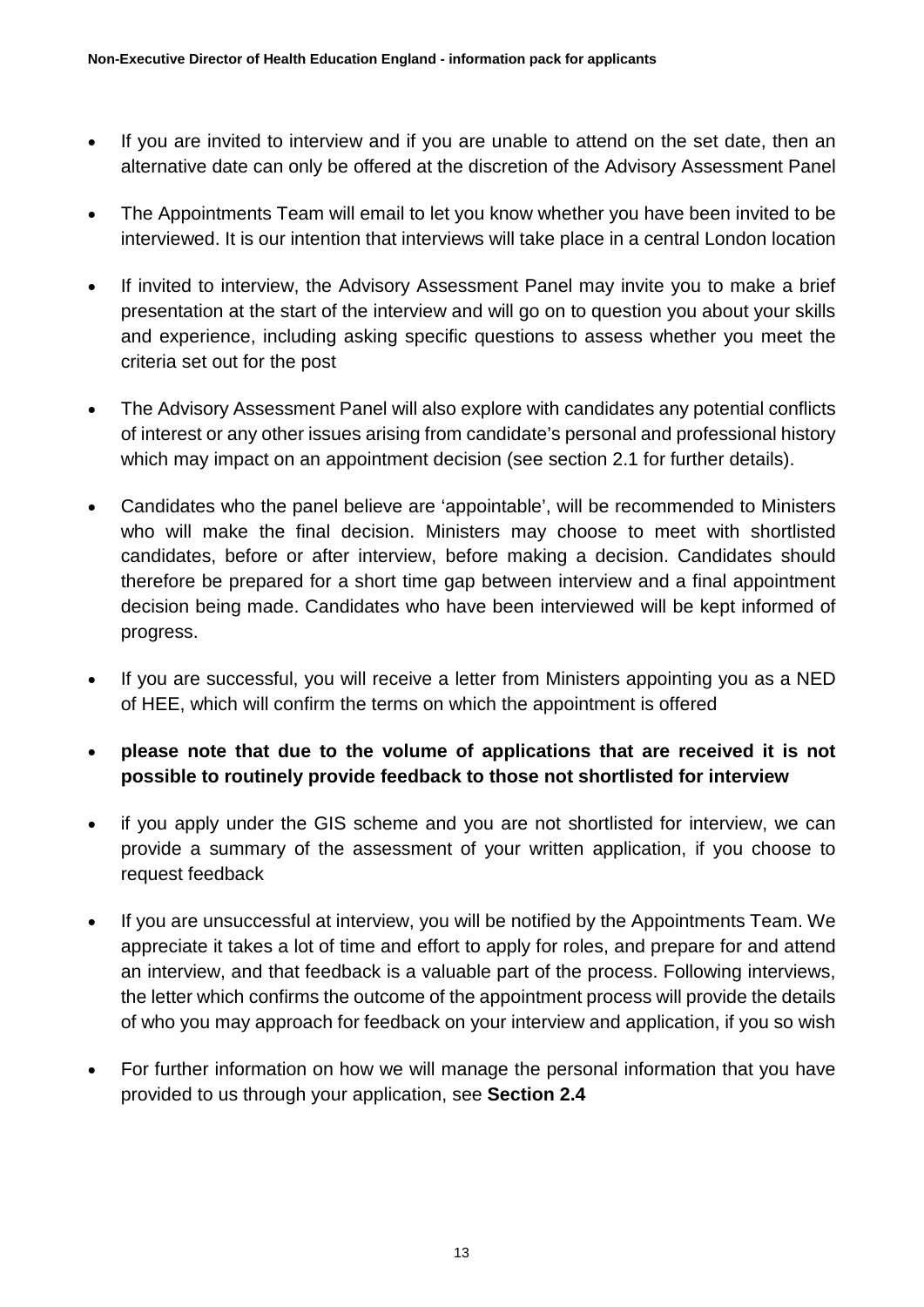- If you are invited to interview and if you are unable to attend on the set date, then an alternative date can only be offered at the discretion of the Advisory Assessment Panel
- The Appointments Team will email to let you know whether you have been invited to be interviewed. It is our intention that interviews will take place in a central London location
- If invited to interview, the Advisory Assessment Panel may invite you to make a brief presentation at the start of the interview and will go on to question you about your skills and experience, including asking specific questions to assess whether you meet the criteria set out for the post
- The Advisory Assessment Panel will also explore with candidates any potential conflicts of interest or any other issues arising from candidate's personal and professional history which may impact on an appointment decision (see section 2.1 for further details).
- Candidates who the panel believe are 'appointable', will be recommended to Ministers who will make the final decision. Ministers may choose to meet with shortlisted candidates, before or after interview, before making a decision. Candidates should therefore be prepared for a short time gap between interview and a final appointment decision being made. Candidates who have been interviewed will be kept informed of progress.
- If you are successful, you will receive a letter from Ministers appointing you as a NED of HEE, which will confirm the terms on which the appointment is offered
- **please note that due to the volume of applications that are received it is not possible to routinely provide feedback to those not shortlisted for interview**
- if you apply under the GIS scheme and you are not shortlisted for interview, we can provide a summary of the assessment of your written application, if you choose to request feedback
- If you are unsuccessful at interview, you will be notified by the Appointments Team. We appreciate it takes a lot of time and effort to apply for roles, and prepare for and attend an interview, and that feedback is a valuable part of the process. Following interviews, the letter which confirms the outcome of the appointment process will provide the details of who you may approach for feedback on your interview and application, if you so wish
- For further information on how we will manage the personal information that you have provided to us through your application, see **Section 2.4**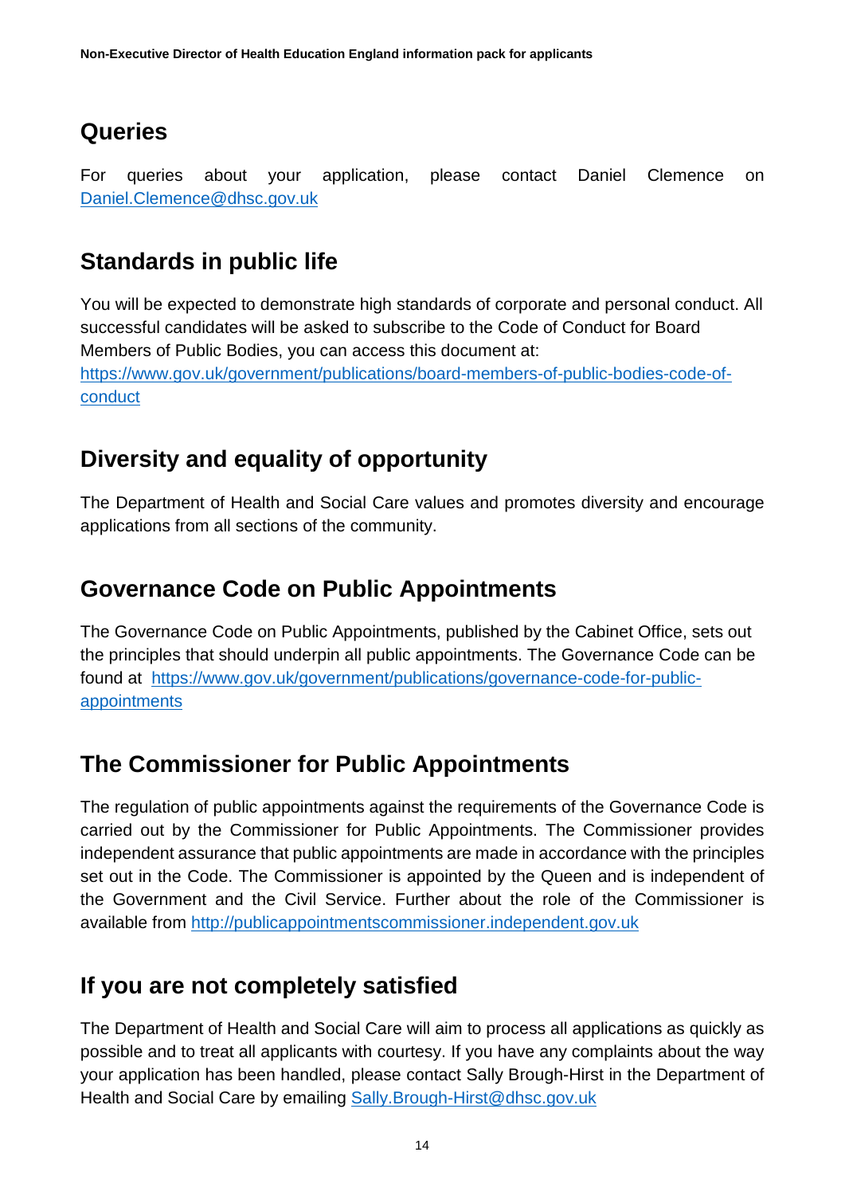## Queries

For queries about your application, please contact Daniel Clemence on Daniel.Clemence@dhsc.gov.uk

## Standards in public life

You will be expected to demonstrate high standards of corporate and personal conduct. All successful candidates will be asked to subscribe to the Code of Conduct for Board Members of Public Bodies, you can access this document at: https://www.gov.uk/government/publications/board-members-of-public-bodies-code-of-conduct

## Diversity and equality of opportunity

The Department of Health and Social Care values and promotes diversity and encourage applications from all sections of the community.

## Governance Code on Public Appointments

The Governance Code on Public Appointments, published by the Cabinet Office, sets out the principles that should underpin all public appointments. The Governance Code can be found at https://www.gov.uk/government/publications/governance-code-for-public-appointments

## The Commissioner for Public Appointments

The regulation of public appointments against the requirements of the Governance Code is carried out by the Commissioner for Public Appointments. The Commissioner provides independent assurance that public appointments are made in accordance with the principles set out in the Code. The Commissioner is appointed by the Queen and is independent of the Government and the Civil Service. Further about the role of the Commissioner is available from http://publicappointmentscommissioner.independent.gov.uk

## If you are not completely satisfied

The Department of Health and Social Care will aim to process all applications as quickly as possible and to treat all applicants with courtesy. If you have any complaints about the way your application has been handled, please contact Sally Brough-Hirst in the Department of Health and Social Care by emailing Sally.Brough-Hirst@dhsc.gov.uk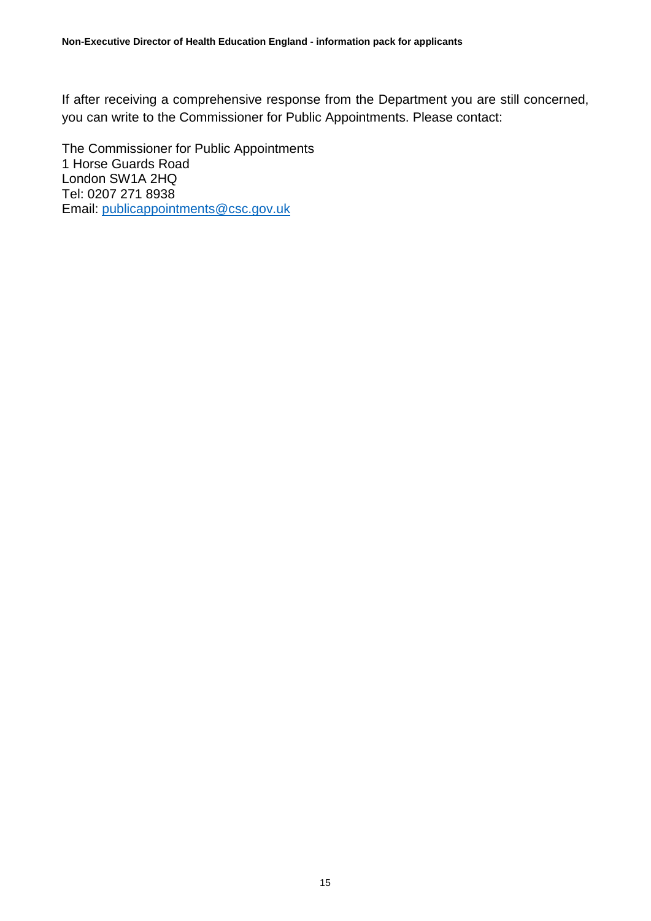If after receiving a comprehensive response from the Department you are still concerned, you can write to the Commissioner for Public Appointments. Please contact:

The Commissioner for Public Appointments  
1 Horse Guards Road  
London SW1A 2HQ  
Tel: 0207 271 8938  
Email: publicappointments@csc.gov.uk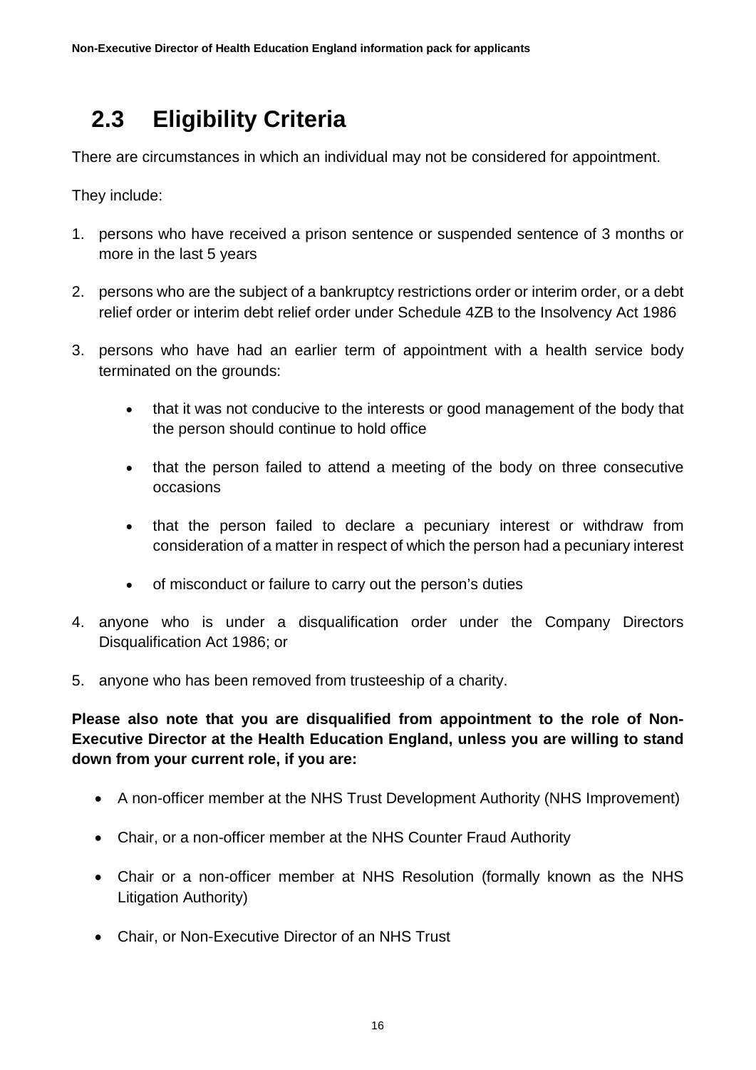## 2.3 Eligibility Criteria

There are circumstances in which an individual may not be considered for appointment.

They include:

1. persons who have received a prison sentence or suspended sentence of 3 months or more in the last 5 years
2. persons who are the subject of a bankruptcy restrictions order or interim order, or a debt relief order or interim debt relief order under Schedule 4ZB to the Insolvency Act 1986
3. persons who have had an earlier term of appointment with a health service body terminated on the grounds:
   - that it was not conducive to the interests or good management of the body that the person should continue to hold office
   - that the person failed to attend a meeting of the body on three consecutive occasions
   - that the person failed to declare a pecuniary interest or withdraw from consideration of a matter in respect of which the person had a pecuniary interest
   - of misconduct or failure to carry out the person's duties
4. anyone who is under a disqualification order under the Company Directors Disqualification Act 1986; or
5. anyone who has been removed from trusteeship of a charity.

**Please also note that you are disqualified from appointment to the role of Non-Executive Director at the Health Education England, unless you are willing to stand down from your current role, if you are:**

- A non-officer member at the NHS Trust Development Authority (NHS Improvement)
- Chair, or a non-officer member at the NHS Counter Fraud Authority
- Chair or a non-officer member at NHS Resolution (formally known as the NHS Litigation Authority)
- Chair, or Non-Executive Director of an NHS Trust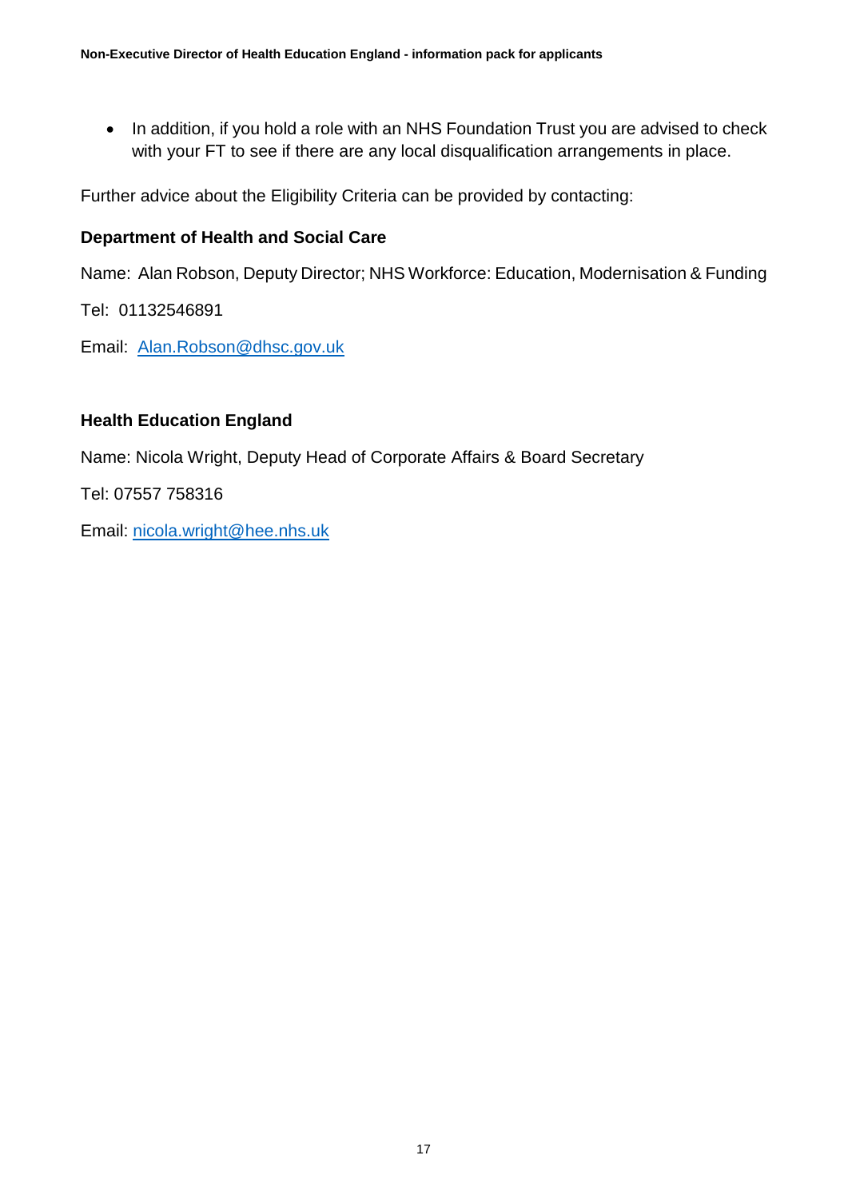- In addition, if you hold a role with an NHS Foundation Trust you are advised to check with your FT to see if there are any local disqualification arrangements in place.

Further advice about the Eligibility Criteria can be provided by contacting:

**Department of Health and Social Care**

Name: Alan Robson, Deputy Director; NHS Workforce: Education, Modernisation & Funding

Tel: 01132546891

Email: Alan.Robson@dhsc.gov.uk

**Health Education England**

Name: Nicola Wright, Deputy Head of Corporate Affairs & Board Secretary

Tel: 07557 758316

Email: nicola.wright@hee.nhs.uk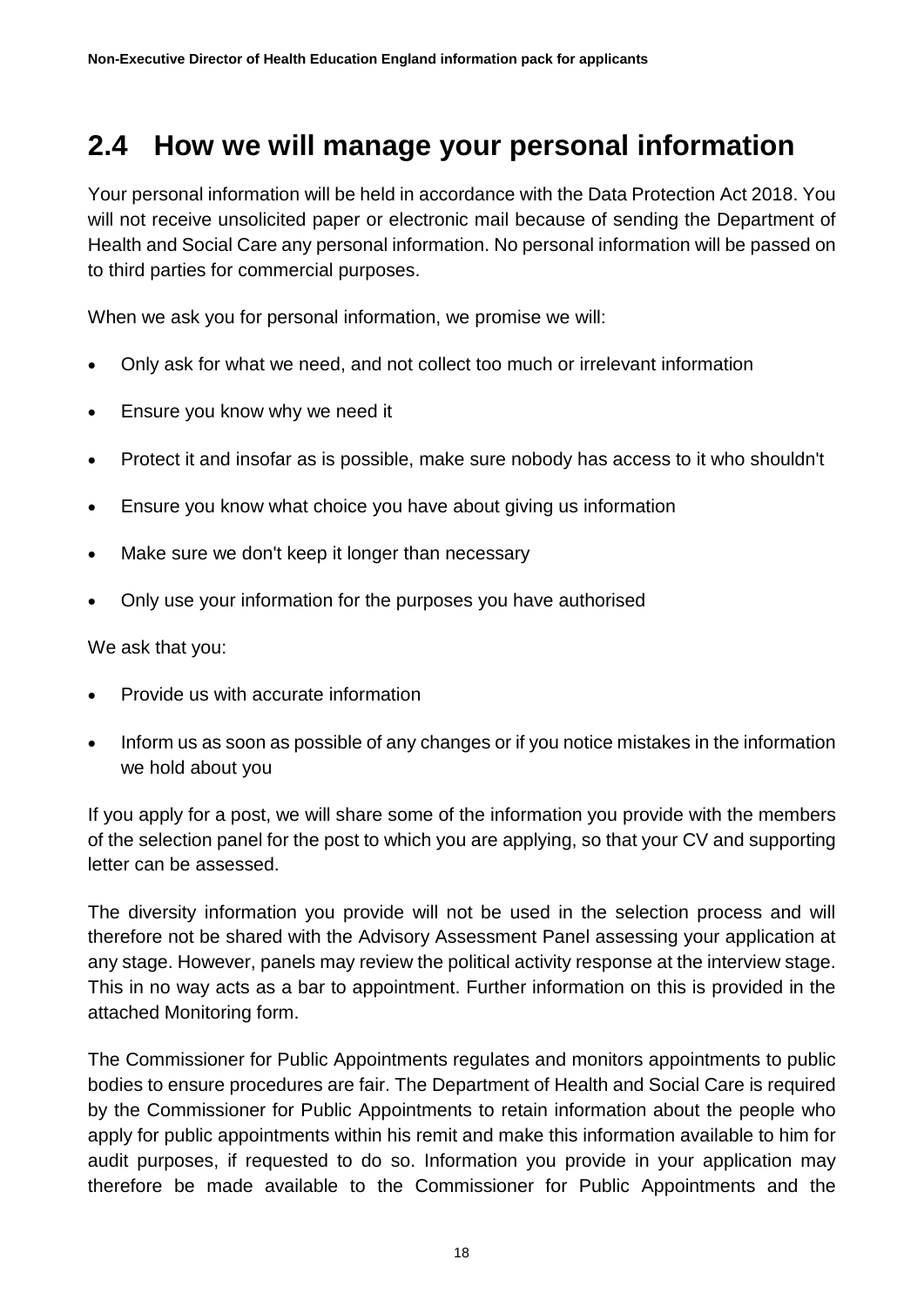## 2.4 How we will manage your personal information

Your personal information will be held in accordance with the Data Protection Act 2018. You will not receive unsolicited paper or electronic mail because of sending the Department of Health and Social Care any personal information. No personal information will be passed on to third parties for commercial purposes.

When we ask you for personal information, we promise we will:

- Only ask for what we need, and not collect too much or irrelevant information
- Ensure you know why we need it
- Protect it and insofar as is possible, make sure nobody has access to it who shouldn't
- Ensure you know what choice you have about giving us information
- Make sure we don't keep it longer than necessary
- Only use your information for the purposes you have authorised

We ask that you:

- Provide us with accurate information
- Inform us as soon as possible of any changes or if you notice mistakes in the information we hold about you

If you apply for a post, we will share some of the information you provide with the members of the selection panel for the post to which you are applying, so that your CV and supporting letter can be assessed.

The diversity information you provide will not be used in the selection process and will therefore not be shared with the Advisory Assessment Panel assessing your application at any stage. However, panels may review the political activity response at the interview stage. This in no way acts as a bar to appointment. Further information on this is provided in the attached Monitoring form.

The Commissioner for Public Appointments regulates and monitors appointments to public bodies to ensure procedures are fair. The Department of Health and Social Care is required by the Commissioner for Public Appointments to retain information about the people who apply for public appointments within his remit and make this information available to him for audit purposes, if requested to do so. Information you provide in your application may therefore be made available to the Commissioner for Public Appointments and the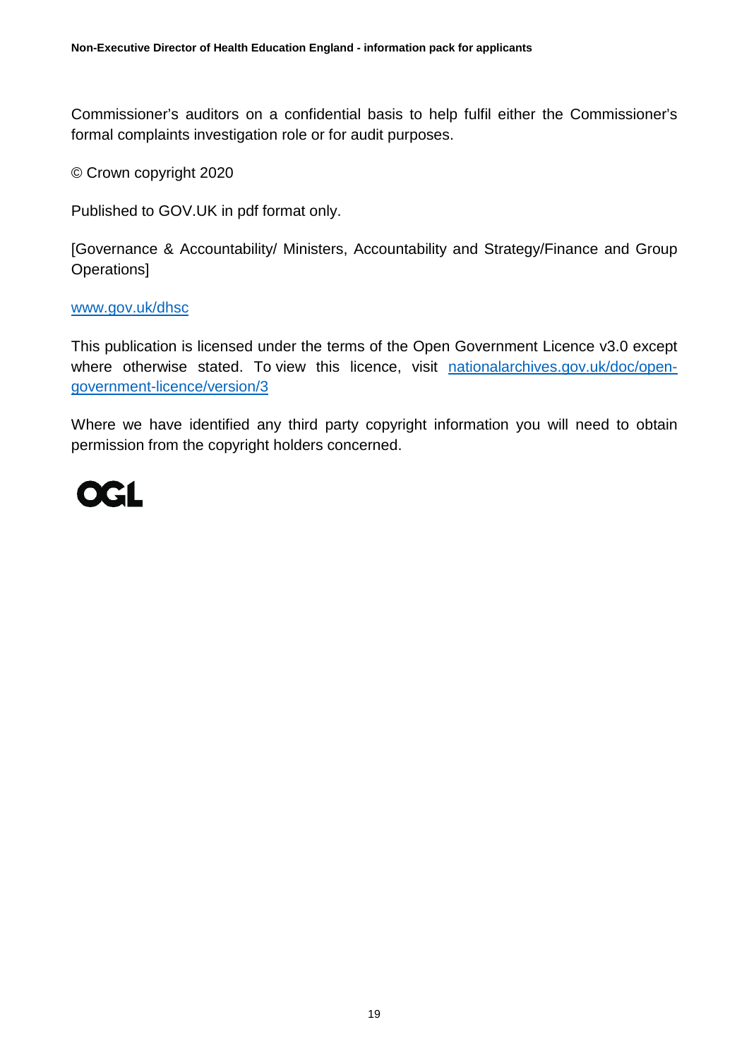Commissioner's auditors on a confidential basis to help fulfil either the Commissioner's formal complaints investigation role or for audit purposes.

© Crown copyright 2020

Published to GOV.UK in pdf format only.

[Governance & Accountability/ Ministers, Accountability and Strategy/Finance and Group Operations]

[www.gov.uk/dhsc](http://www.gov.uk/dhsc)

This publication is licensed under the terms of the Open Government Licence v3.0 except where otherwise stated. To view this licence, visit [nationalarchives.gov.uk/doc/open-government-licence/version/3](http://nationalarchives.gov.uk/doc/open-government-licence/version/3)

Where we have identified any third party copyright information you will need to obtain permission from the copyright holders concerned.

OGL